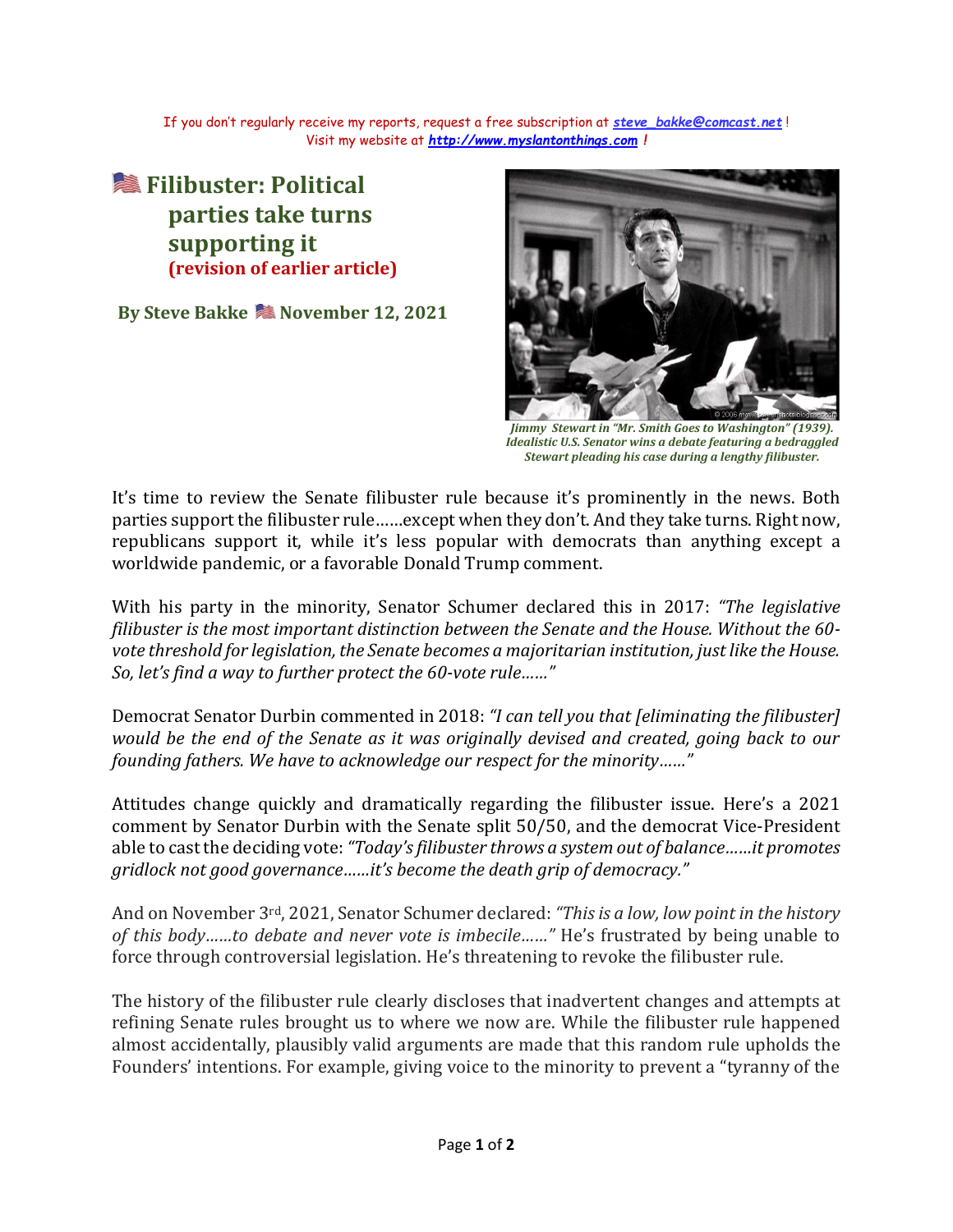If you don't regularly receive my reports, request a free subscription at [steve_bakke@comcast.net](mailto:steve_bakke@comcast.net)!
Visit my website at [http://www.myslantonthings.com](http://www.myslantonthings.com) !

# 🇺🇸 Filibuster: Political parties take turns supporting it

## (revision of earlier article)

**By Steve Bakke 🇺🇸 November 12, 2021**

***Jimmy Stewart in "Mr. Smith Goes to Washington" (1939). Idealistic U.S. Senator wins a debate featuring a bedraggled Stewart pleading his case during a lengthy filibuster.***

It's time to review the Senate filibuster rule because it's prominently in the news. Both parties support the filibuster rule……except when they don't. And they take turns. Right now, republicans support it, while it's less popular with democrats than anything except a worldwide pandemic, or a favorable Donald Trump comment.

With his party in the minority, Senator Schumer declared this in 2017: *"The legislative filibuster is the most important distinction between the Senate and the House. Without the 60-vote threshold for legislation, the Senate becomes a majoritarian institution, just like the House. So, let's find a way to further protect the 60-vote rule……"*

Democrat Senator Durbin commented in 2018: *"I can tell you that [eliminating the filibuster] would be the end of the Senate as it was originally devised and created, going back to our founding fathers. We have to acknowledge our respect for the minority……"*

Attitudes change quickly and dramatically regarding the filibuster issue. Here's a 2021 comment by Senator Durbin with the Senate split 50/50, and the democrat Vice-President able to cast the deciding vote: *"Today's filibuster throws a system out of balance……it promotes gridlock not good governance……it's become the death grip of democracy."*

And on November 3rd, 2021, Senator Schumer declared: *"This is a low, low point in the history of this body……to debate and never vote is imbecile……"* He's frustrated by being unable to force through controversial legislation. He's threatening to revoke the filibuster rule.

The history of the filibuster rule clearly discloses that inadvertent changes and attempts at refining Senate rules brought us to where we now are. While the filibuster rule happened almost accidentally, plausibly valid arguments are made that this random rule upholds the Founders' intentions. For example, giving voice to the minority to prevent a "tyranny of the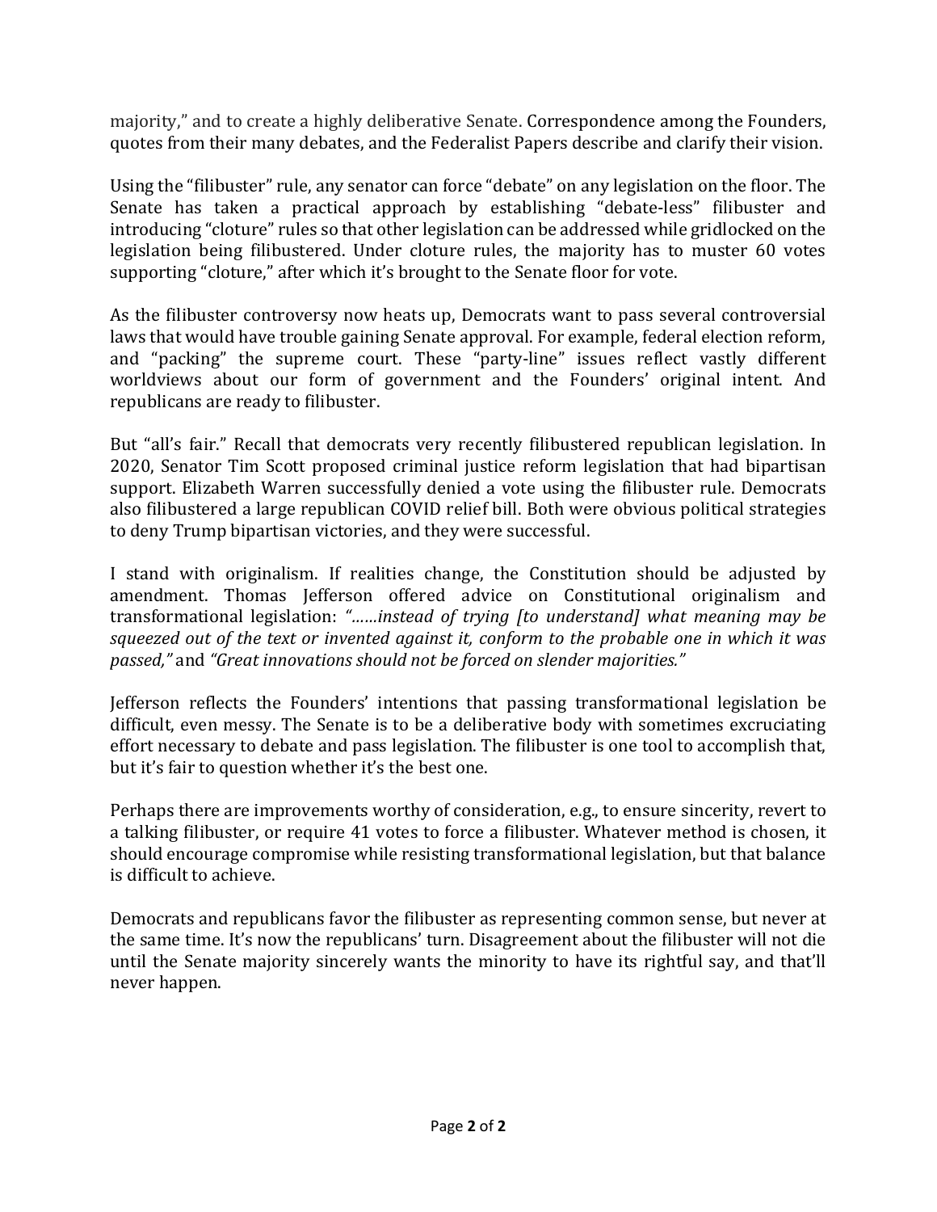majority," and to create a highly deliberative Senate. Correspondence among the Founders, quotes from their many debates, and the Federalist Papers describe and clarify their vision.

Using the "filibuster" rule, any senator can force "debate" on any legislation on the floor. The Senate has taken a practical approach by establishing "debate-less" filibuster and introducing "cloture" rules so that other legislation can be addressed while gridlocked on the legislation being filibustered. Under cloture rules, the majority has to muster 60 votes supporting "cloture," after which it's brought to the Senate floor for vote.

As the filibuster controversy now heats up, Democrats want to pass several controversial laws that would have trouble gaining Senate approval. For example, federal election reform, and "packing" the supreme court. These "party-line" issues reflect vastly different worldviews about our form of government and the Founders' original intent. And republicans are ready to filibuster.

But "all's fair." Recall that democrats very recently filibustered republican legislation. In 2020, Senator Tim Scott proposed criminal justice reform legislation that had bipartisan support. Elizabeth Warren successfully denied a vote using the filibuster rule. Democrats also filibustered a large republican COVID relief bill. Both were obvious political strategies to deny Trump bipartisan victories, and they were successful.

I stand with originalism. If realities change, the Constitution should be adjusted by amendment. Thomas Jefferson offered advice on Constitutional originalism and transformational legislation: *"……instead of trying [to understand] what meaning may be squeezed out of the text or invented against it, conform to the probable one in which it was passed,"* and *"Great innovations should not be forced on slender majorities."*

Jefferson reflects the Founders' intentions that passing transformational legislation be difficult, even messy. The Senate is to be a deliberative body with sometimes excruciating effort necessary to debate and pass legislation. The filibuster is one tool to accomplish that, but it's fair to question whether it's the best one.

Perhaps there are improvements worthy of consideration, e.g., to ensure sincerity, revert to a talking filibuster, or require 41 votes to force a filibuster. Whatever method is chosen, it should encourage compromise while resisting transformational legislation, but that balance is difficult to achieve.

Democrats and republicans favor the filibuster as representing common sense, but never at the same time. It's now the republicans' turn. Disagreement about the filibuster will not die until the Senate majority sincerely wants the minority to have its rightful say, and that'll never happen.